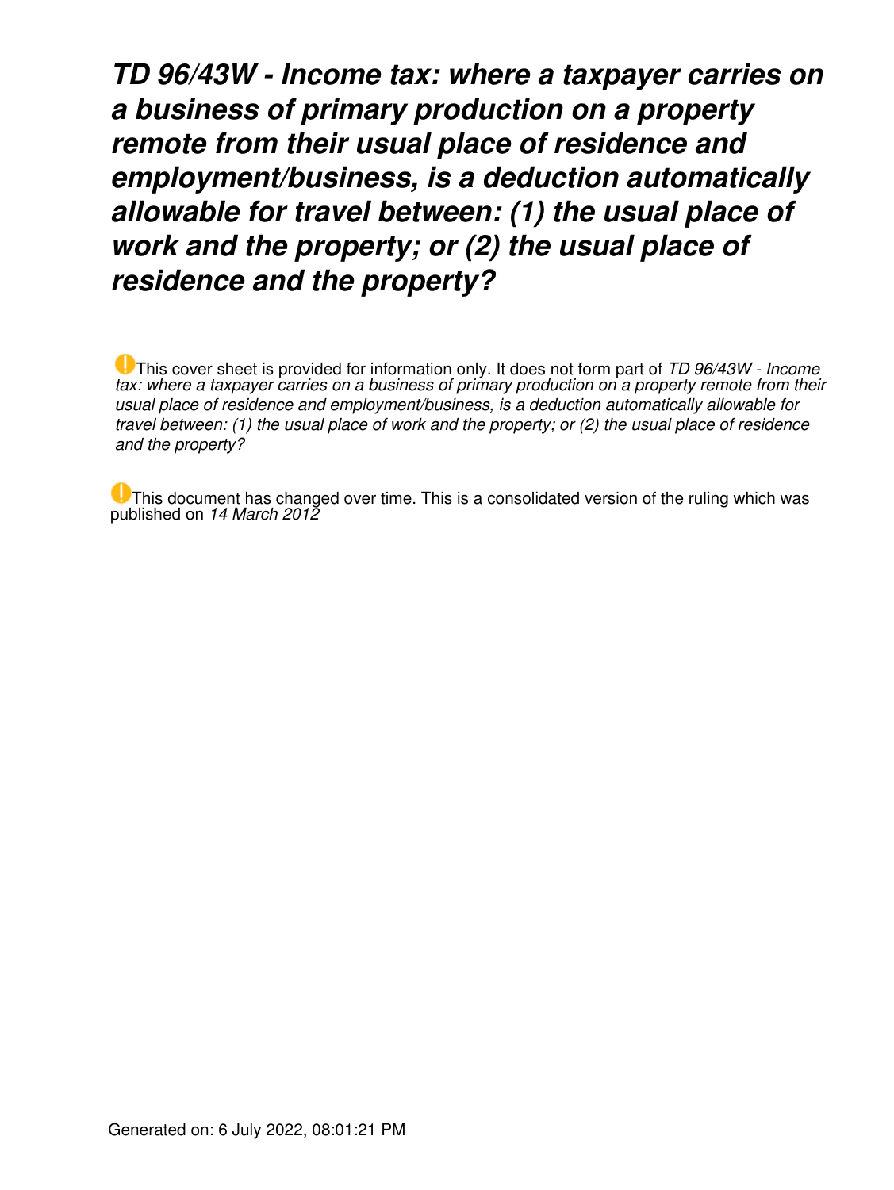# *TD 96/43W - Income tax: where a taxpayer carries on a business of primary production on a property remote from their usual place of residence and employment/business, is a deduction automatically allowable for travel between: (1) the usual place of work and the property; or (2) the usual place of residence and the property?*

This cover sheet is provided for information only. It does not form part of *TD 96/43W - Income tax: where a taxpayer carries on a business of primary production on a property remote from their usual place of residence and employment/business, is a deduction automatically allowable for travel between: (1) the usual place of work and the property; or (2) the usual place of residence and the property?*

This document has changed over time. This is a consolidated version of the ruling which was published on *14 March 2012*

Generated on: 6 July 2022, 08:01:21 PM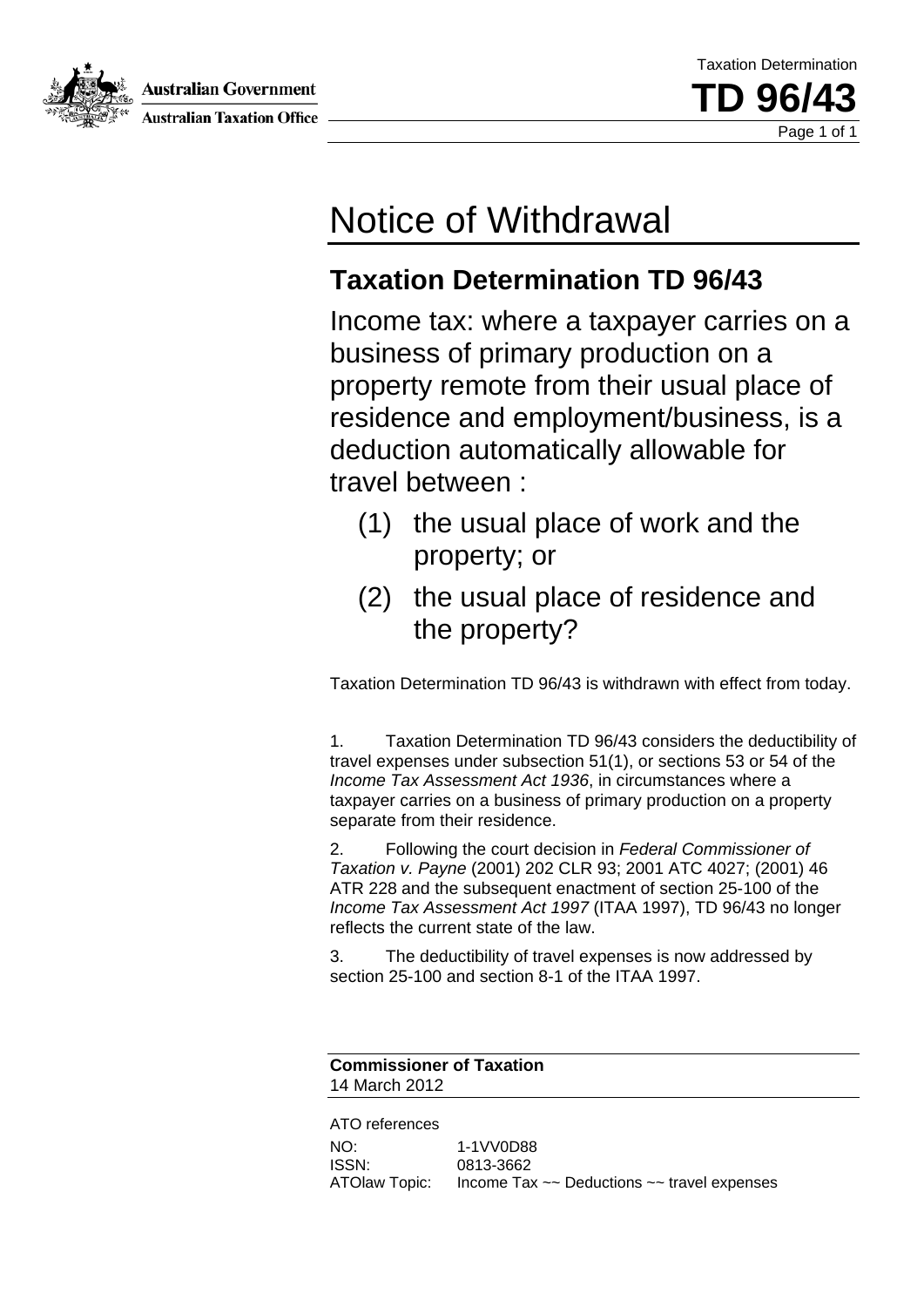# Notice of Withdrawal

## Taxation Determination TD 96/43

Income tax: where a taxpayer carries on a business of primary production on a property remote from their usual place of residence and employment/business, is a deduction automatically allowable for travel between :

(1) the usual place of work and the property; or

(2) the usual place of residence and the property?

Taxation Determination TD 96/43 is withdrawn with effect from today.

1. Taxation Determination TD 96/43 considers the deductibility of travel expenses under subsection 51(1), or sections 53 or 54 of the *Income Tax Assessment Act 1936*, in circumstances where a taxpayer carries on a business of primary production on a property separate from their residence.

2. Following the court decision in *Federal Commissioner of Taxation v. Payne* (2001) 202 CLR 93; 2001 ATC 4027; (2001) 46 ATR 228 and the subsequent enactment of section 25-100 of the *Income Tax Assessment Act 1997* (ITAA 1997), TD 96/43 no longer reflects the current state of the law.

3. The deductibility of travel expenses is now addressed by section 25-100 and section 8-1 of the ITAA 1997.

**Commissioner of Taxation**
14 March 2012

ATO references

| | |
|---|---|
| NO: | 1-1VV0D88 |
| ISSN: | 0813-3662 |
| ATOlaw Topic: | Income Tax ~~ Deductions ~~ travel expenses |